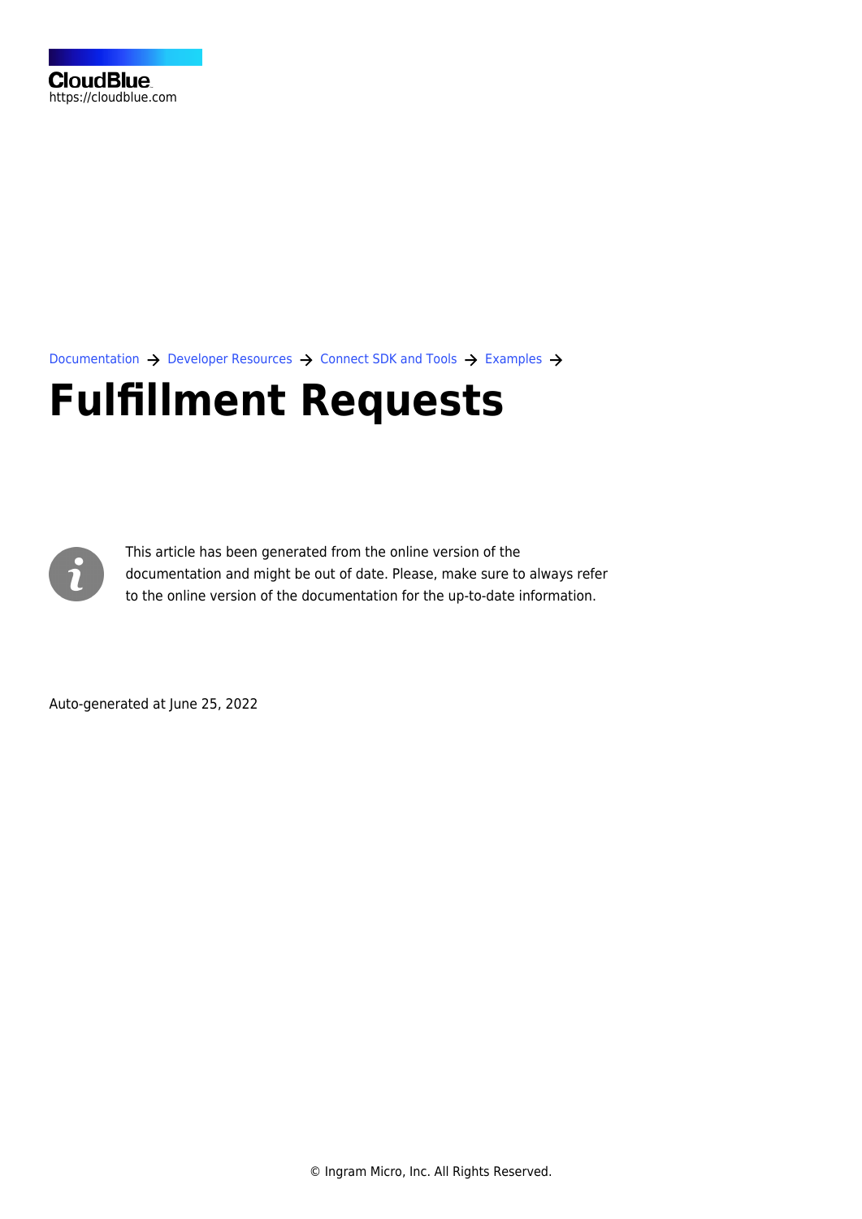CloudBlue
https://cloudblue.com

Documentation → Developer Resources → Connect SDK and Tools → Examples →

# Fulfillment Requests

This article has been generated from the online version of the documentation and might be out of date. Please, make sure to always refer to the online version of the documentation for the up-to-date information.

Auto-generated at June 25, 2022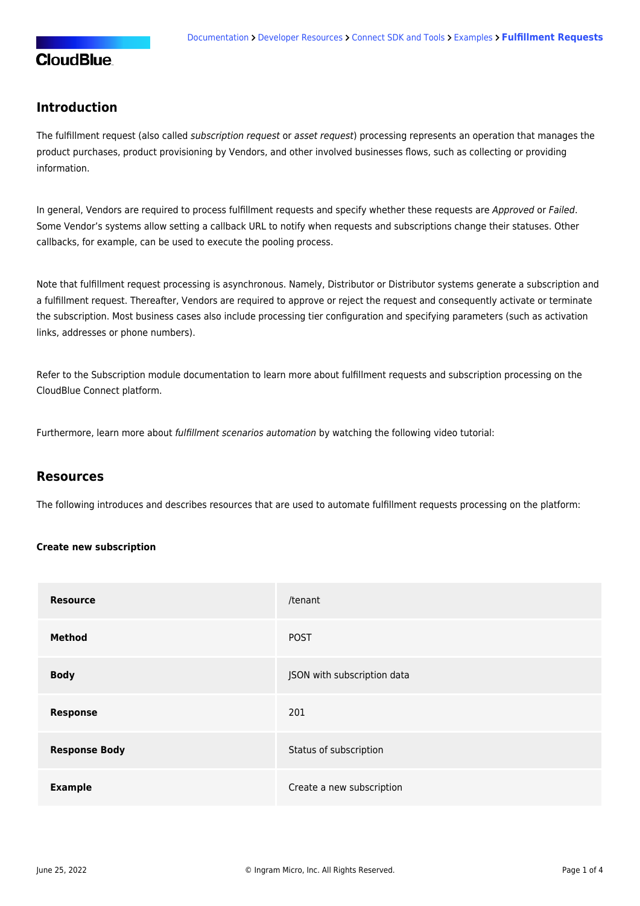## Introduction

The fulfillment request (also called *subscription request* or *asset request*) processing represents an operation that manages the product purchases, product provisioning by Vendors, and other involved businesses flows, such as collecting or providing information.

In general, Vendors are required to process fulfillment requests and specify whether these requests are *Approved* or *Failed*. Some Vendor's systems allow setting a callback URL to notify when requests and subscriptions change their statuses. Other callbacks, for example, can be used to execute the pooling process.

Note that fulfillment request processing is asynchronous. Namely, Distributor or Distributor systems generate a subscription and a fulfillment request. Thereafter, Vendors are required to approve or reject the request and consequently activate or terminate the subscription. Most business cases also include processing tier configuration and specifying parameters (such as activation links, addresses or phone numbers).

Refer to the Subscription module documentation to learn more about fulfillment requests and subscription processing on the CloudBlue Connect platform.

Furthermore, learn more about *fulfillment scenarios automation* by watching the following video tutorial:

## Resources

The following introduces and describes resources that are used to automate fulfillment requests processing on the platform:

**Create new subscription**

| **Resource** | /tenant |
|---|---|
| **Method** | POST |
| **Body** | JSON with subscription data |
| **Response** | 201 |
| **Response Body** | Status of subscription |
| **Example** | Create a new subscription |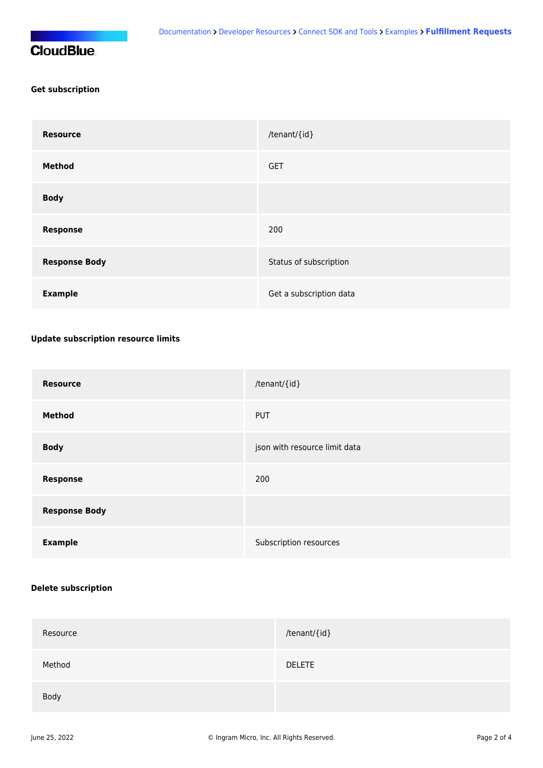#### Get subscription

| | |
|---|---|
| **Resource** | /tenant/{id} |
| **Method** | GET |
| **Body** | |
| **Response** | 200 |
| **Response Body** | Status of subscription |
| **Example** | Get a subscription data |

#### Update subscription resource limits

| | |
|---|---|
| **Resource** | /tenant/{id} |
| **Method** | PUT |
| **Body** | json with resource limit data |
| **Response** | 200 |
| **Response Body** | |
| **Example** | Subscription resources |

#### Delete subscription

| | |
|---|---|
| Resource | /tenant/{id} |
| Method | DELETE |
| Body | |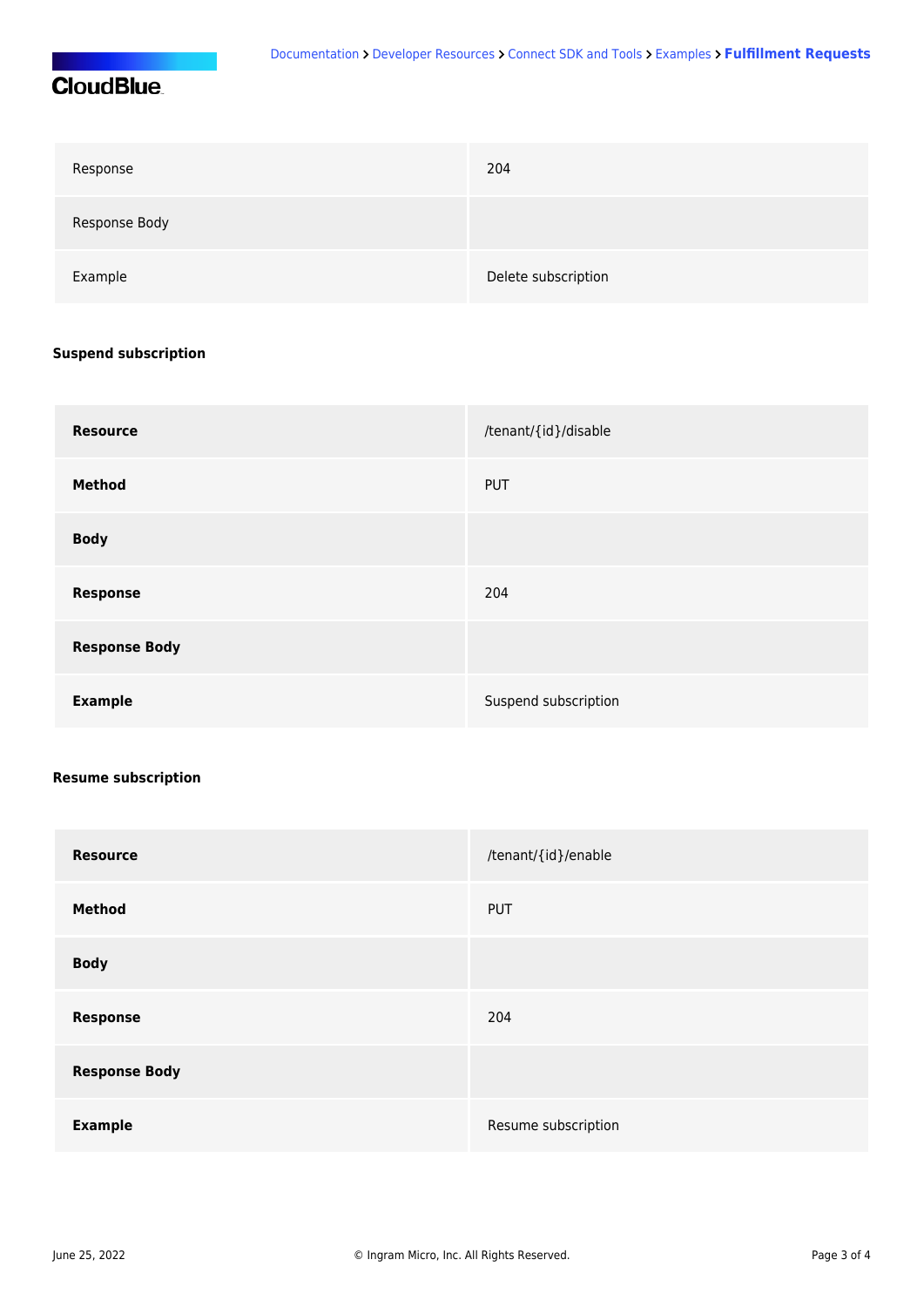| Response | 204 |
| --- | --- |
| Response Body | |
| Example | Delete subscription |

**Suspend subscription**

| **Resource** | /tenant/{id}/disable |
| --- | --- |
| **Method** | PUT |
| **Body** | |
| **Response** | 204 |
| **Response Body** | |
| **Example** | Suspend subscription |

**Resume subscription**

| **Resource** | /tenant/{id}/enable |
| --- | --- |
| **Method** | PUT |
| **Body** | |
| **Response** | 204 |
| **Response Body** | |
| **Example** | Resume subscription |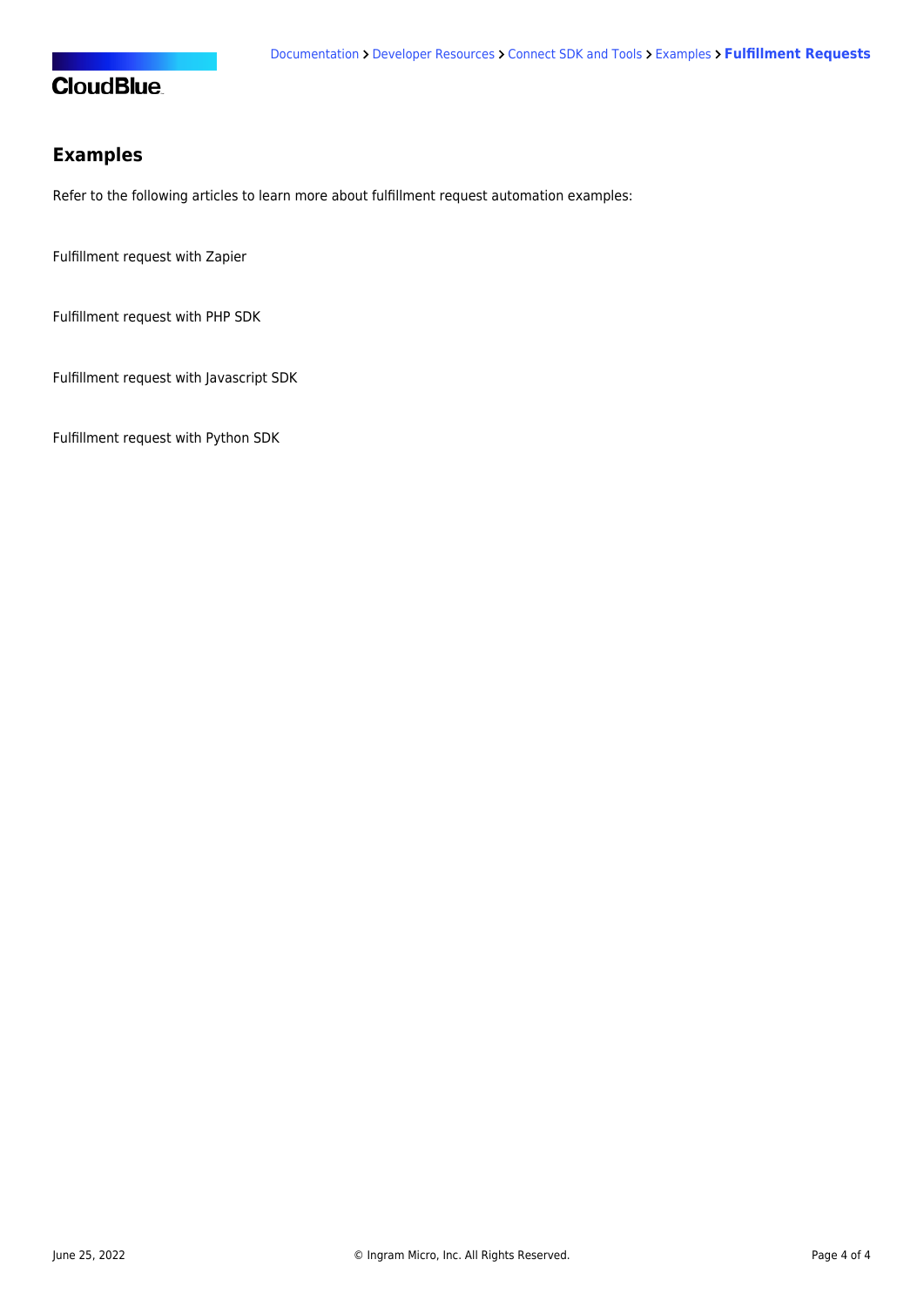## Examples

Refer to the following articles to learn more about fulfillment request automation examples:

Fulfillment request with Zapier

Fulfillment request with PHP SDK

Fulfillment request with Javascript SDK

Fulfillment request with Python SDK